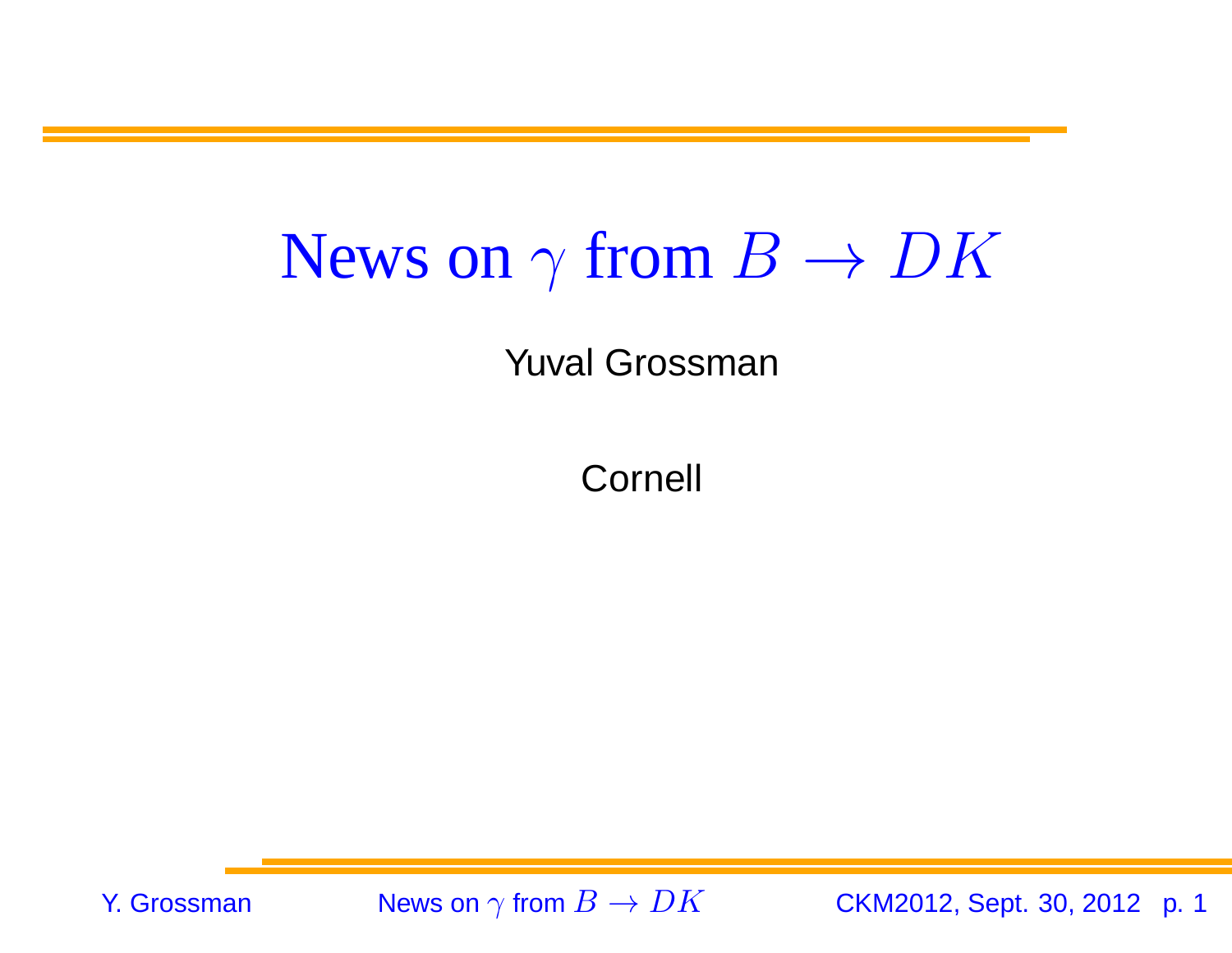# News on $\gamma$ from $B \to DK$

Yuval Grossman

Cornell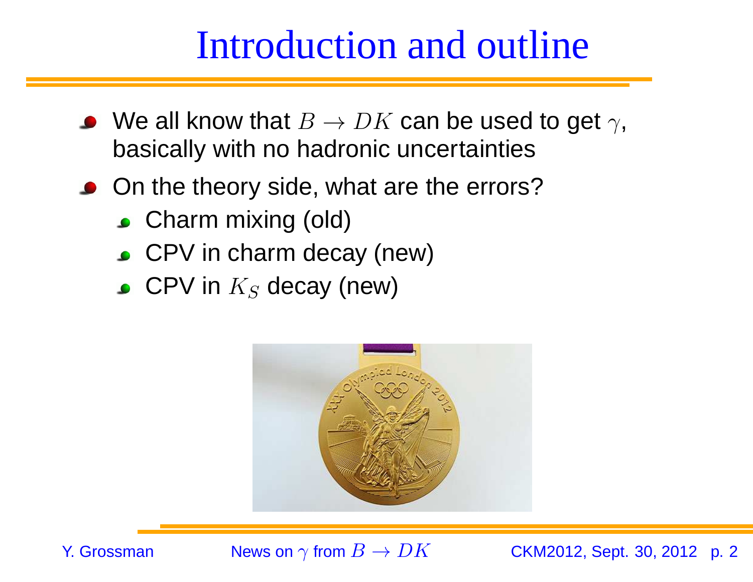# Introduction and outline

- We all know that $B \to DK$ can be used to get $\gamma$, basically with no hadronic uncertainties
- On the theory side, what are the errors?
  - Charm mixing (old)
  - CPV in charm decay (new)
  - CPV in $K_S$ decay (new)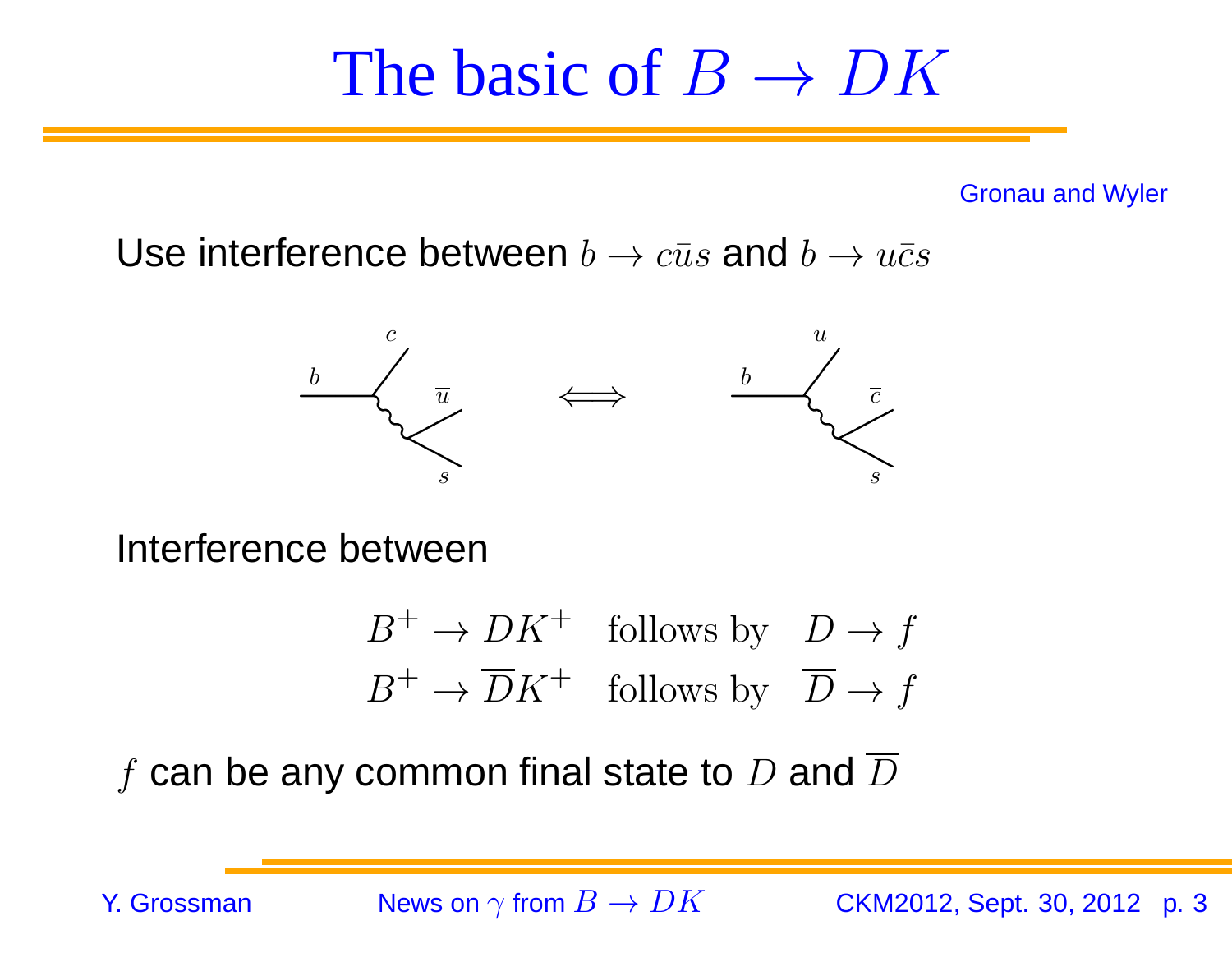# The basic of $B \to DK$

Gronau and Wyler

Use interference between $b \to c\bar{u}s$ and $b \to u\bar{c}s$

Interference between

$$B^+ \to DK^+ \quad \text{follows by} \quad D \to f$$
$$B^+ \to \overline{D}K^+ \quad \text{follows by} \quad \overline{D} \to f$$

$f$ can be any common final state to $D$ and $\overline{D}$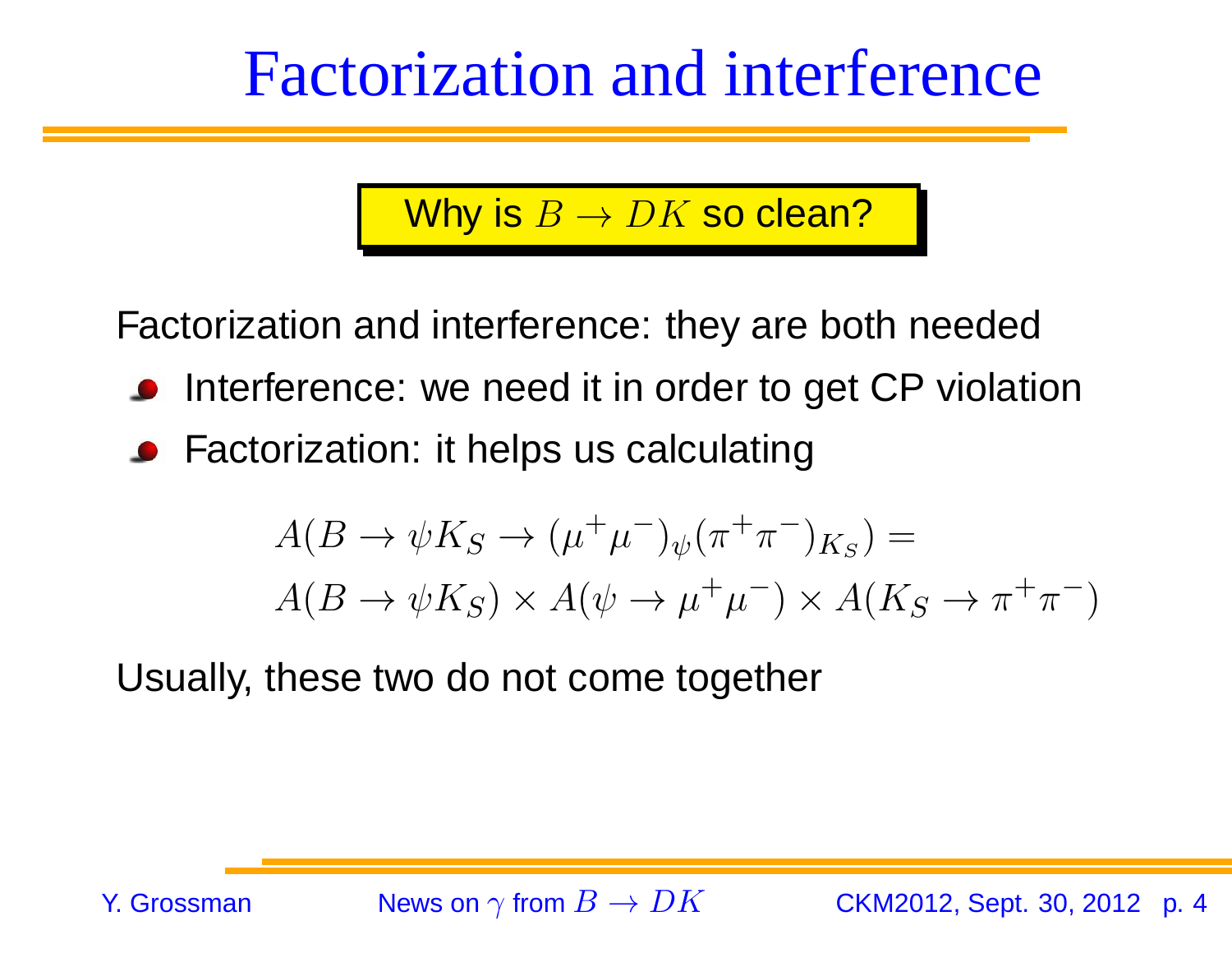# Factorization and interference

**Why is $B \to DK$ so clean?**

Factorization and interference: they are both needed

- Interference: we need it in order to get CP violation
- Factorization: it helps us calculating

$$
\begin{aligned}
&A(B \to \psi K_S \to (\mu^+\mu^-)_\psi(\pi^+\pi^-)_{K_S}) = \\
&A(B \to \psi K_S) \times A(\psi \to \mu^+\mu^-) \times A(K_S \to \pi^+\pi^-)
\end{aligned}
$$

Usually, these two do not come together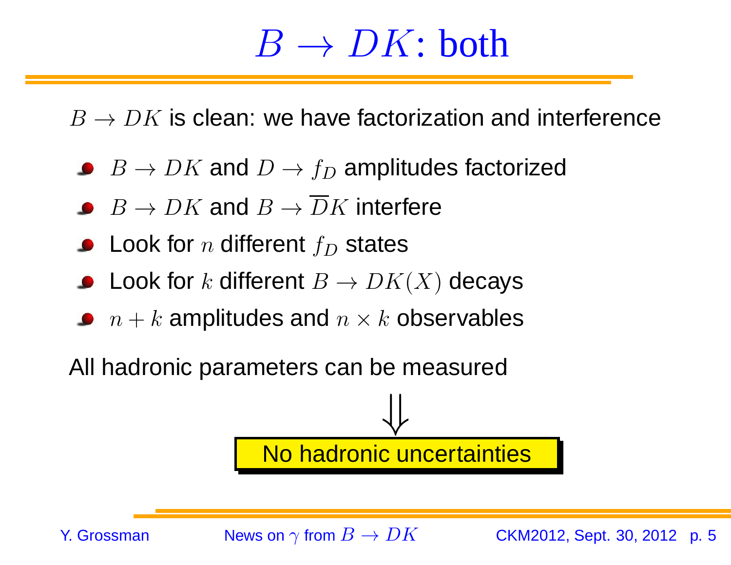# $B \to DK$: both

$B \to DK$ is clean: we have factorization and interference

- $B \to DK$ and $D \to f_D$ amplitudes factorized
- $B \to DK$ and $B \to \overline{D}K$ interfere
- Look for $n$ different $f_D$ states
- Look for $k$ different $B \to DK(X)$ decays
- $n + k$ amplitudes and $n \times k$ observables

All hadronic parameters can be measured

$$\Downarrow$$

**No hadronic uncertainties**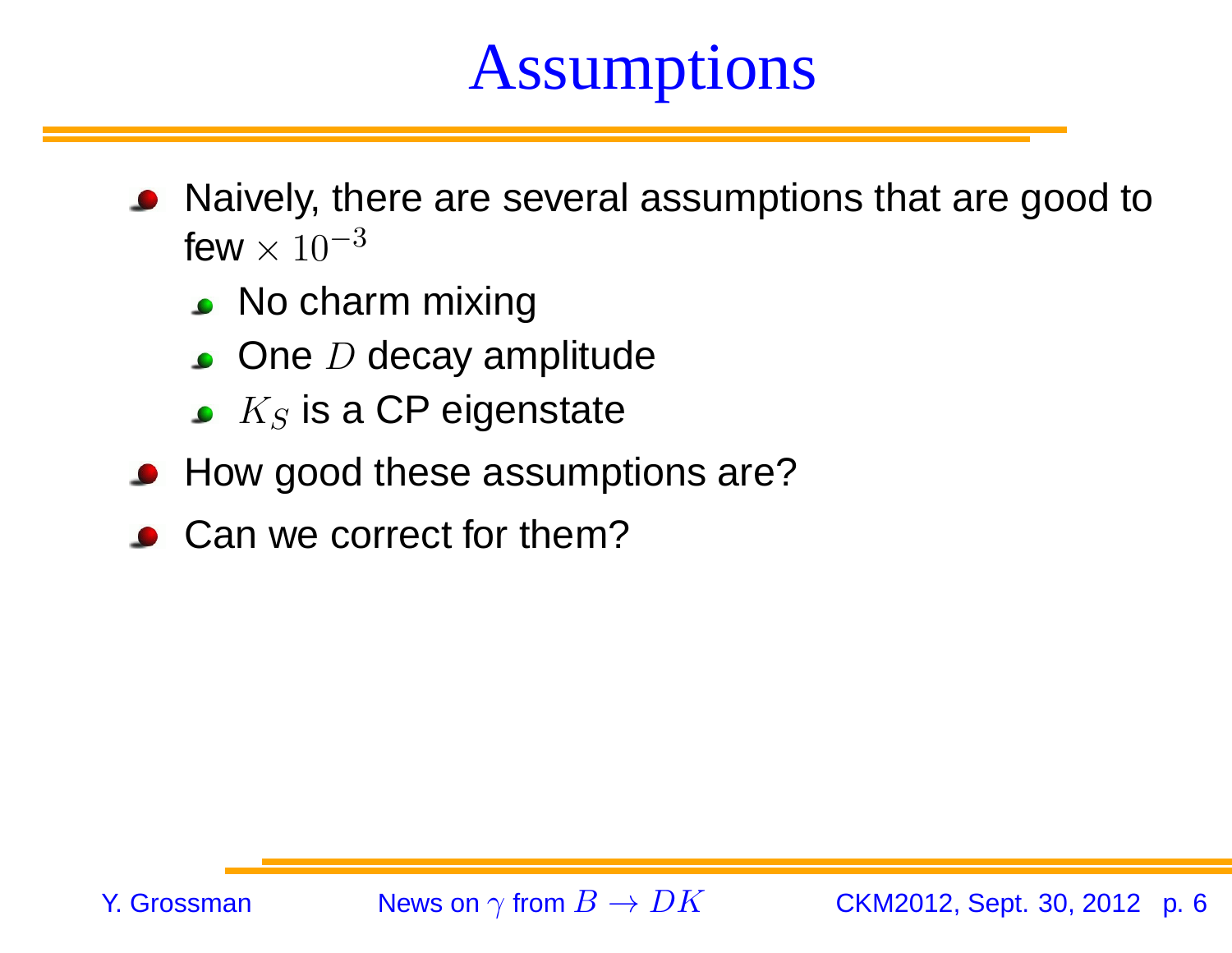# Assumptions

- Naively, there are several assumptions that are good to few $\times\, 10^{-3}$
  - No charm mixing
  - One $D$ decay amplitude
  - $K_S$ is a CP eigenstate
- How good these assumptions are?
- Can we correct for them?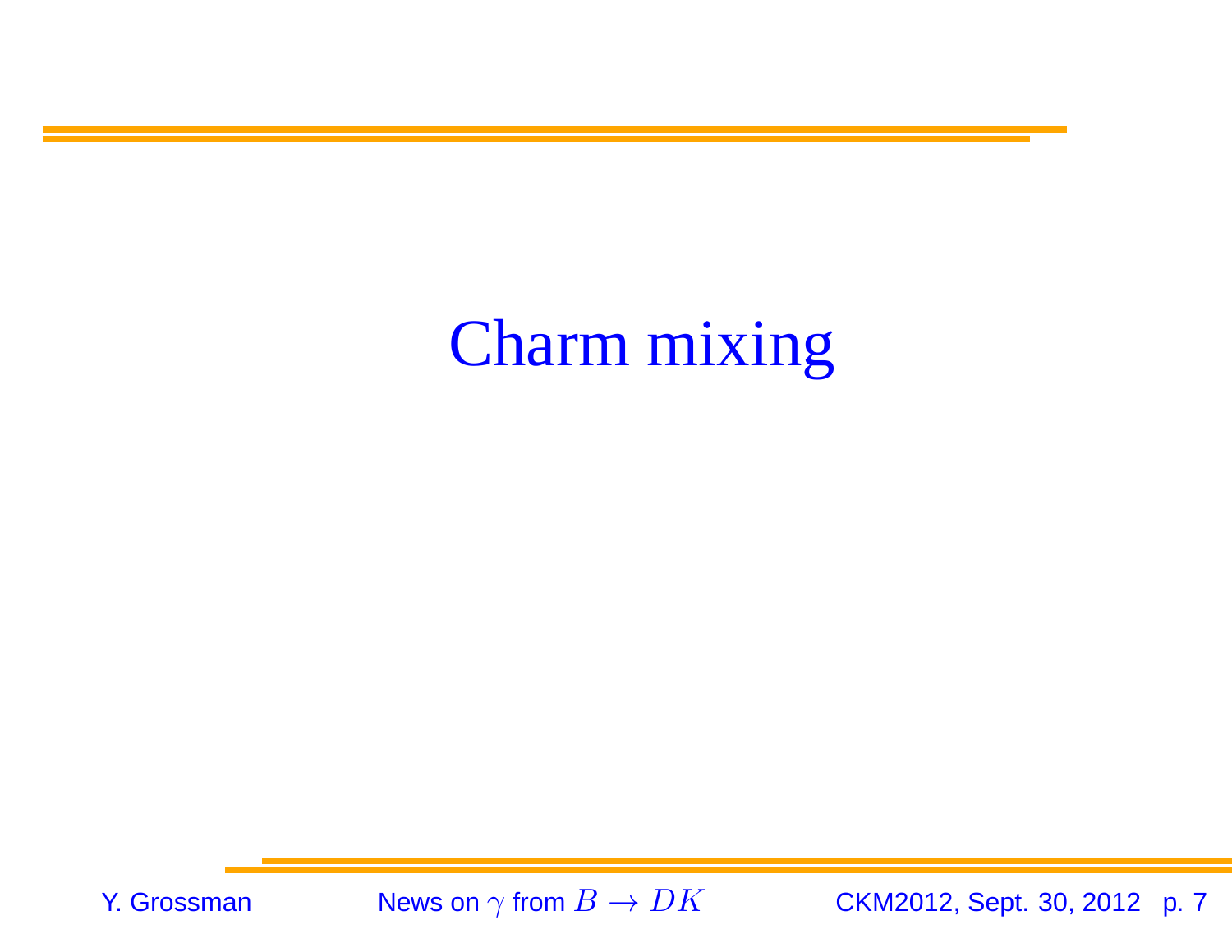# Charm mixing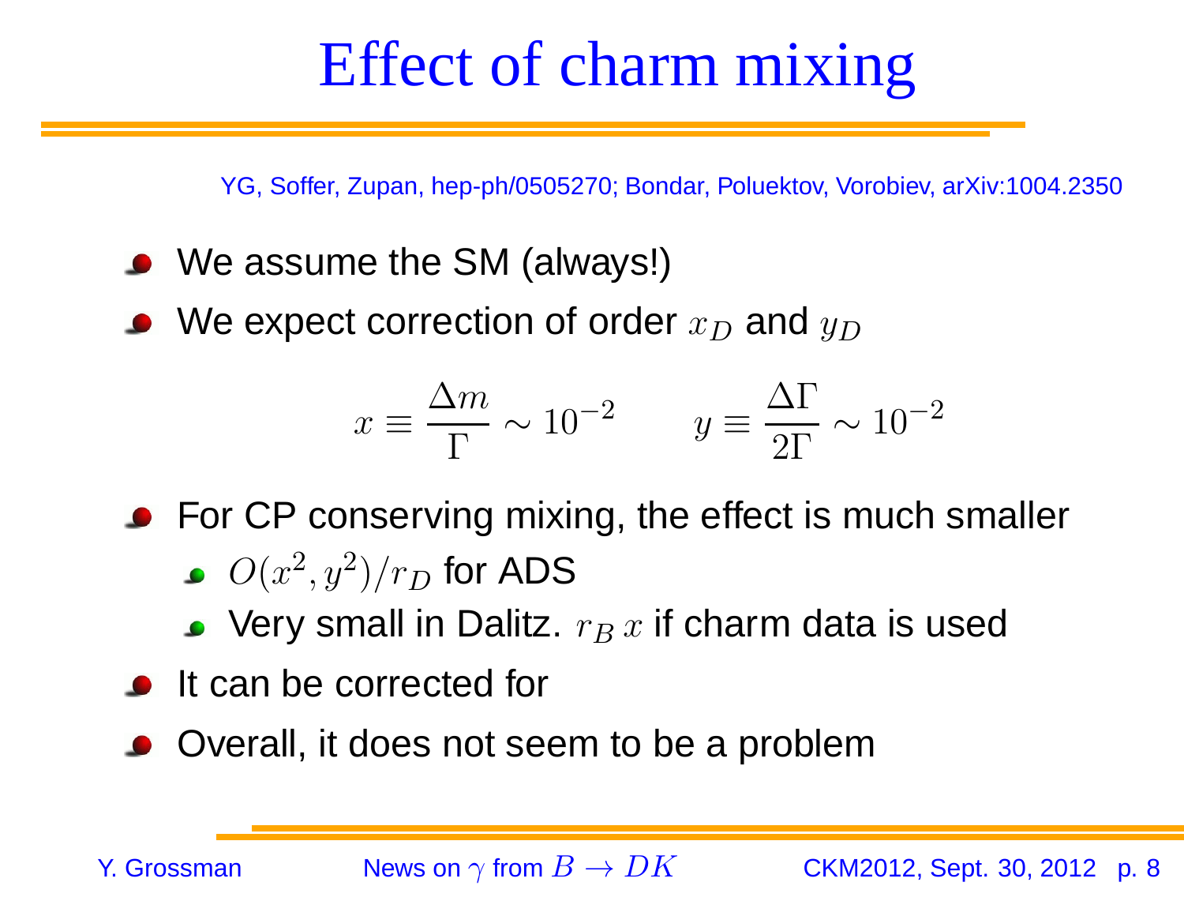# Effect of charm mixing

YG, Soffer, Zupan, hep-ph/0505270; Bondar, Poluektov, Vorobiev, arXiv:1004.2350

- We assume the SM (always!)
- We expect correction of order $x_D$ and $y_D$

$$x \equiv \frac{\Delta m}{\Gamma} \sim 10^{-2} \qquad y \equiv \frac{\Delta\Gamma}{2\Gamma} \sim 10^{-2}$$

- For CP conserving mixing, the effect is much smaller
  - $O(x^2, y^2)/r_D$ for ADS
  - Very small in Dalitz. $r_B\, x$ if charm data is used
- It can be corrected for
- Overall, it does not seem to be a problem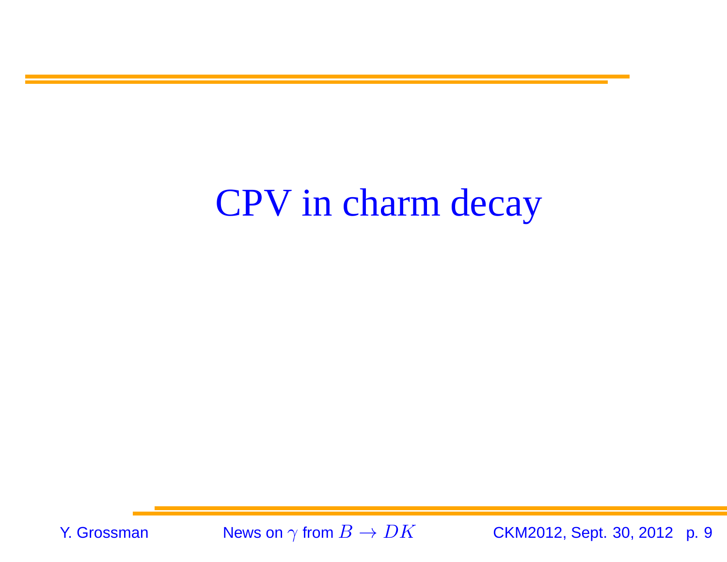# CPV in charm decay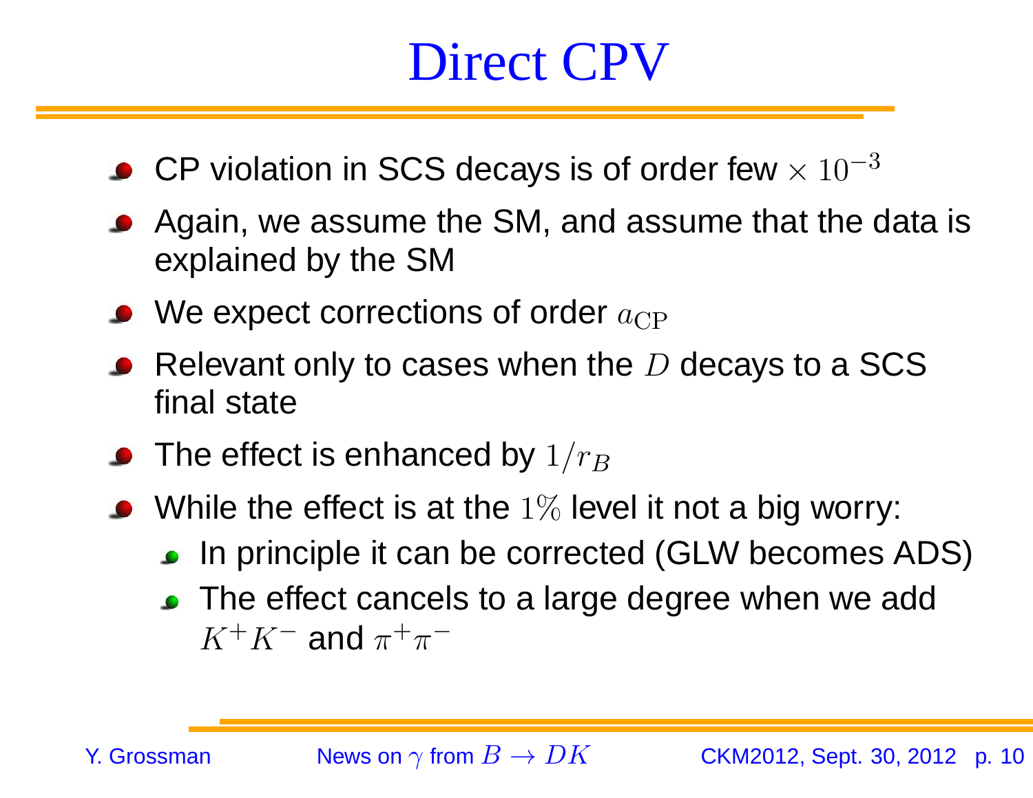# Direct CPV

- CP violation in SCS decays is of order few $\times 10^{-3}$
- Again, we assume the SM, and assume that the data is explained by the SM
- We expect corrections of order $a_{\rm CP}$
- Relevant only to cases when the $D$ decays to a SCS final state
- The effect is enhanced by $1/r_B$
- While the effect is at the $1\%$ level it not a big worry:
  - In principle it can be corrected (GLW becomes ADS)
  - The effect cancels to a large degree when we add $K^+K^-$ and $\pi^+\pi^-$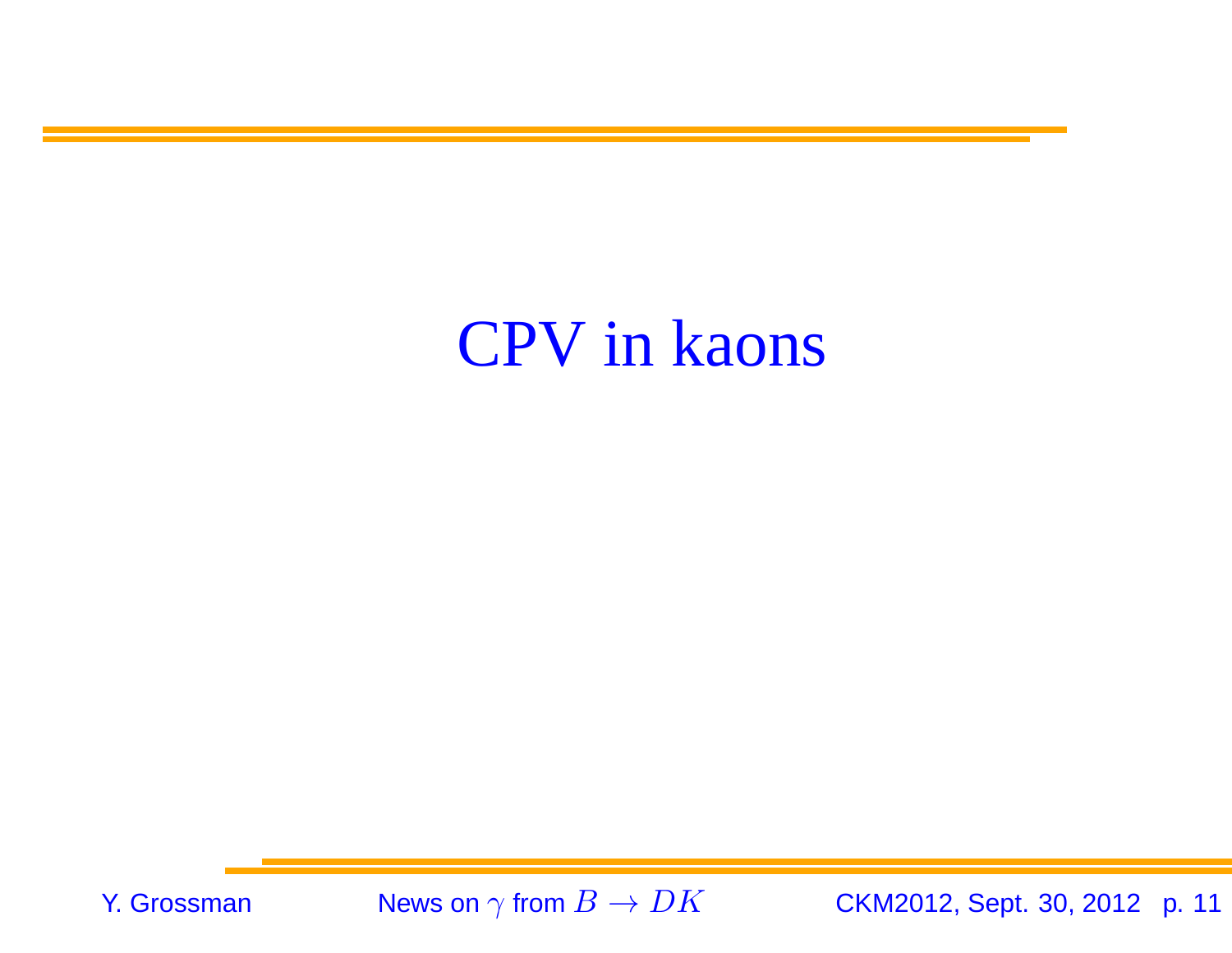# CPV in kaons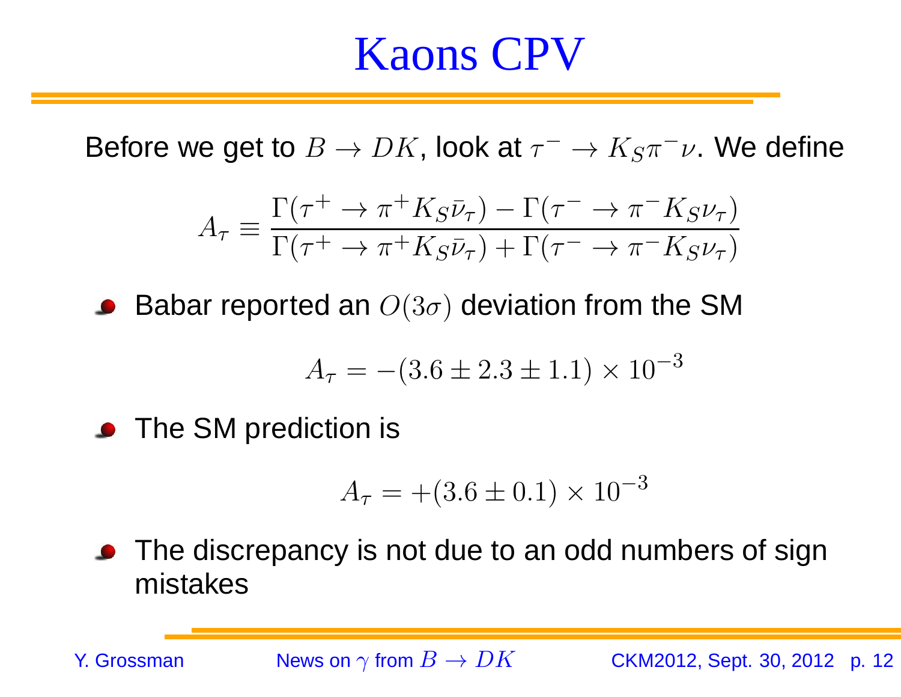# Kaons CPV

Before we get to $B \to DK$, look at $\tau^- \to K_S \pi^- \nu$. We define

$$A_\tau \equiv \frac{\Gamma(\tau^+ \to \pi^+ K_S \bar{\nu}_\tau) - \Gamma(\tau^- \to \pi^- K_S \nu_\tau)}{\Gamma(\tau^+ \to \pi^+ K_S \bar{\nu}_\tau) + \Gamma(\tau^- \to \pi^- K_S \nu_\tau)}$$

- Babar reported an $O(3\sigma)$ deviation from the SM

$$A_\tau = -(3.6 \pm 2.3 \pm 1.1) \times 10^{-3}$$

- The SM prediction is

$$A_\tau = +(3.6 \pm 0.1) \times 10^{-3}$$

- The discrepancy is not due to an odd numbers of sign mistakes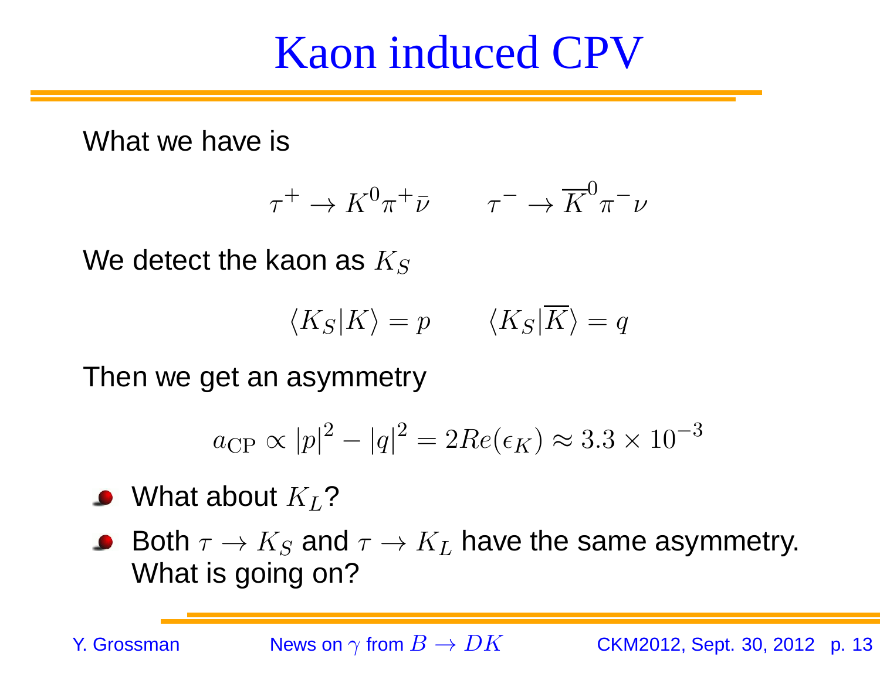# Kaon induced CPV

What we have is

$$\tau^+ \to K^0 \pi^+ \bar{\nu} \qquad \tau^- \to \overline{K}^0 \pi^- \nu$$

We detect the kaon as $K_S$

$$\langle K_S | K \rangle = p \qquad \langle K_S | \overline{K} \rangle = q$$

Then we get an asymmetry

$$a_{\rm CP} \propto |p|^2 - |q|^2 = 2Re(\epsilon_K) \approx 3.3 \times 10^{-3}$$

- What about $K_L$?
- Both $\tau \to K_S$ and $\tau \to K_L$ have the same asymmetry. What is going on?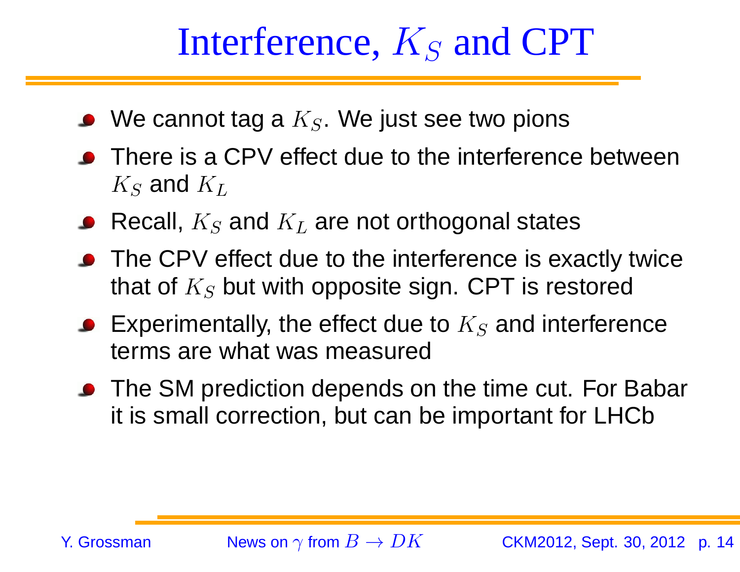# Interference, $K_S$ and CPT

- We cannot tag a $K_S$. We just see two pions
- There is a CPV effect due to the interference between $K_S$ and $K_L$
- Recall, $K_S$ and $K_L$ are not orthogonal states
- The CPV effect due to the interference is exactly twice that of $K_S$ but with opposite sign. CPT is restored
- Experimentally, the effect due to $K_S$ and interference terms are what was measured
- The SM prediction depends on the time cut. For Babar it is small correction, but can be important for LHCb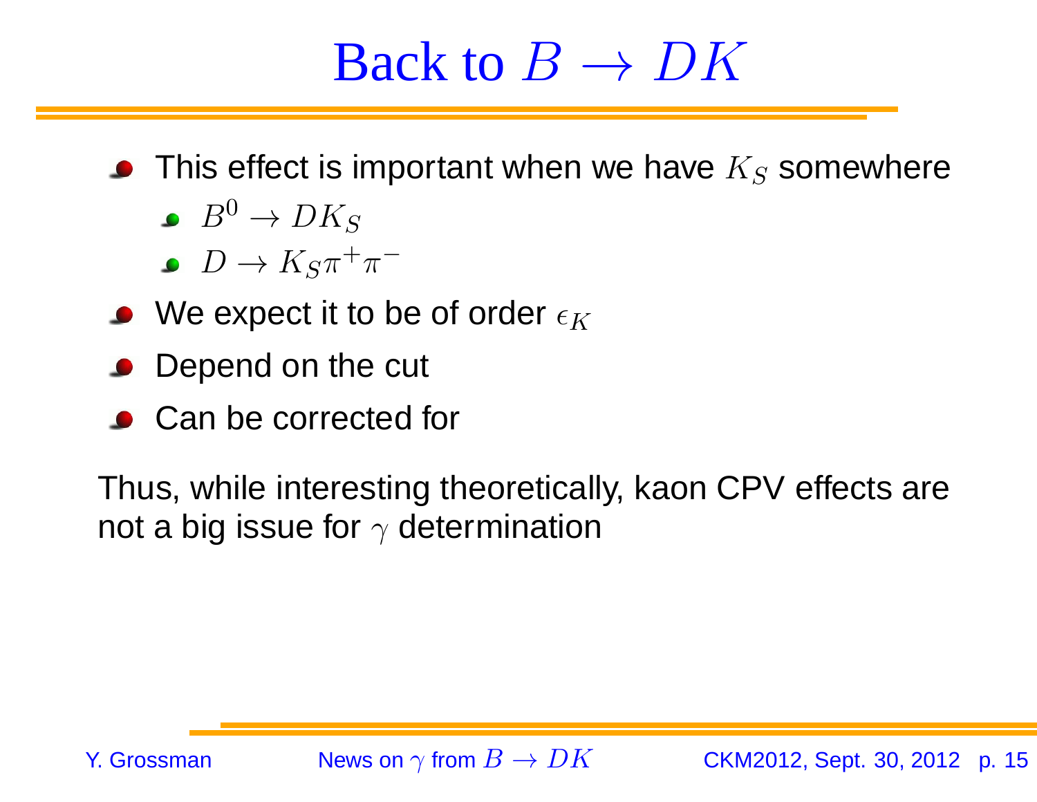# Back to $B \to DK$

- This effect is important when we have $K_S$ somewhere
  - $B^0 \to DK_S$
  - $D \to K_S\pi^+\pi^-$
- We expect it to be of order $\epsilon_K$
- Depend on the cut
- Can be corrected for

Thus, while interesting theoretically, kaon CPV effects are not a big issue for $\gamma$ determination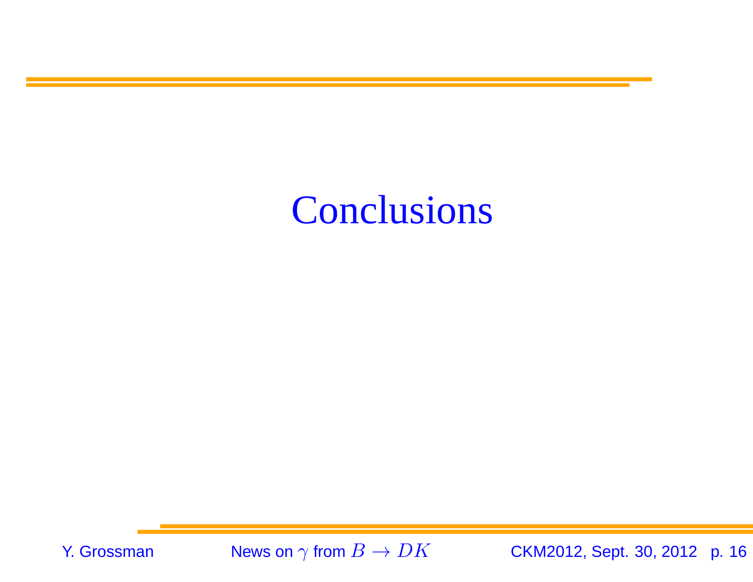# Conclusions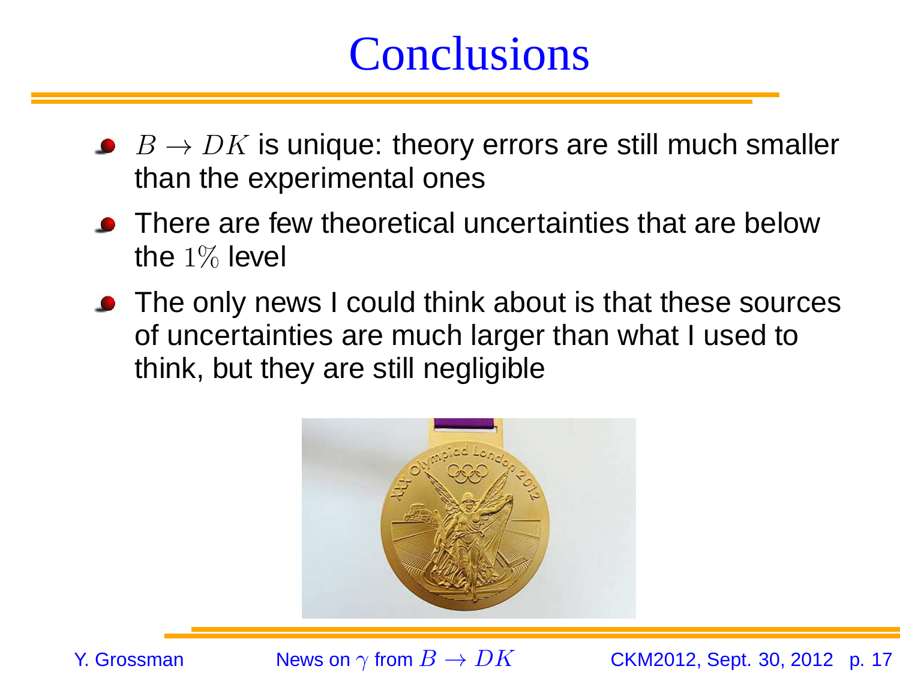# Conclusions

- $B \to DK$ is unique: theory errors are still much smaller than the experimental ones
- There are few theoretical uncertainties that are below the $1\%$ level
- The only news I could think about is that these sources of uncertainties are much larger than what I used to think, but they are still negligible